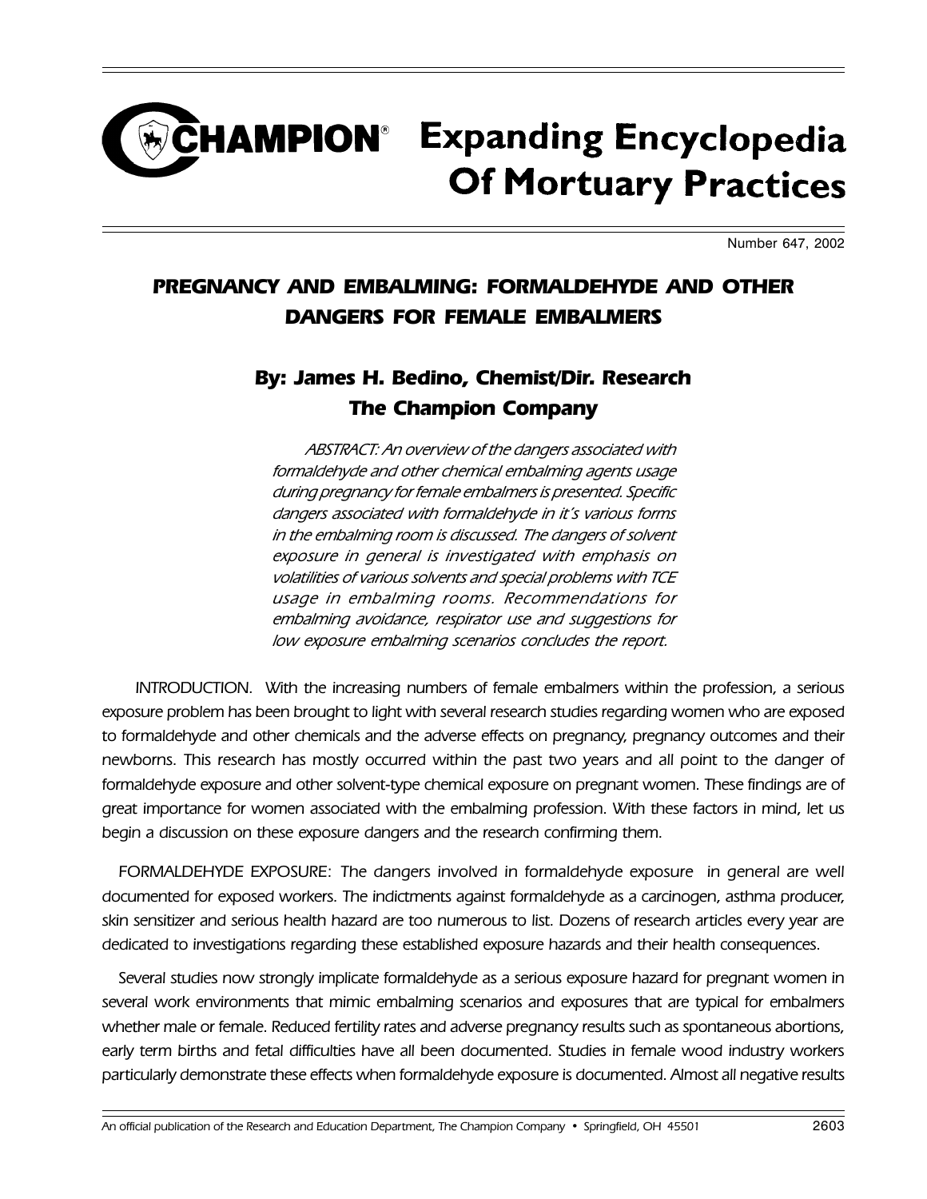# CHAMPION® Expanding Encyclopedia Of Mortuary Practices

Number 647, 2002

## PREGNANCY AND EMBALMING: FORMALDEHYDE AND OTHER DANGERS FOR FEMALE EMBALMERS

### By: James H. Bedino, Chemist/Dir. Research
### The Champion Company

*ABSTRACT: An overview of the dangers associated with formaldehyde and other chemical embalming agents usage during pregnancy for female embalmers is presented. Specific dangers associated with formaldehyde in it's various forms in the embalming room is discussed. The dangers of solvent exposure in general is investigated with emphasis on volatilities of various solvents and special problems with TCE usage in embalming rooms. Recommendations for embalming avoidance, respirator use and suggestions for low exposure embalming scenarios concludes the report.*

INTRODUCTION. With the increasing numbers of female embalmers within the profession, a serious exposure problem has been brought to light with several research studies regarding women who are exposed to formaldehyde and other chemicals and the adverse effects on pregnancy, pregnancy outcomes and their newborns. This research has mostly occurred within the past two years and all point to the danger of formaldehyde exposure and other solvent-type chemical exposure on pregnant women. These findings are of great importance for women associated with the embalming profession. With these factors in mind, let us begin a discussion on these exposure dangers and the research confirming them.

FORMALDEHYDE EXPOSURE: The dangers involved in formaldehyde exposure in general are well documented for exposed workers. The indictments against formaldehyde as a carcinogen, asthma producer, skin sensitizer and serious health hazard are too numerous to list. Dozens of research articles every year are dedicated to investigations regarding these established exposure hazards and their health consequences.

Several studies now strongly implicate formaldehyde as a serious exposure hazard for pregnant women in several work environments that mimic embalming scenarios and exposures that are typical for embalmers whether male or female. Reduced fertility rates and adverse pregnancy results such as spontaneous abortions, early term births and fetal difficulties have all been documented. Studies in female wood industry workers particularly demonstrate these effects when formaldehyde exposure is documented. Almost all negative results

An official publication of the Research and Education Department, The Champion Company • Springfield, OH 45501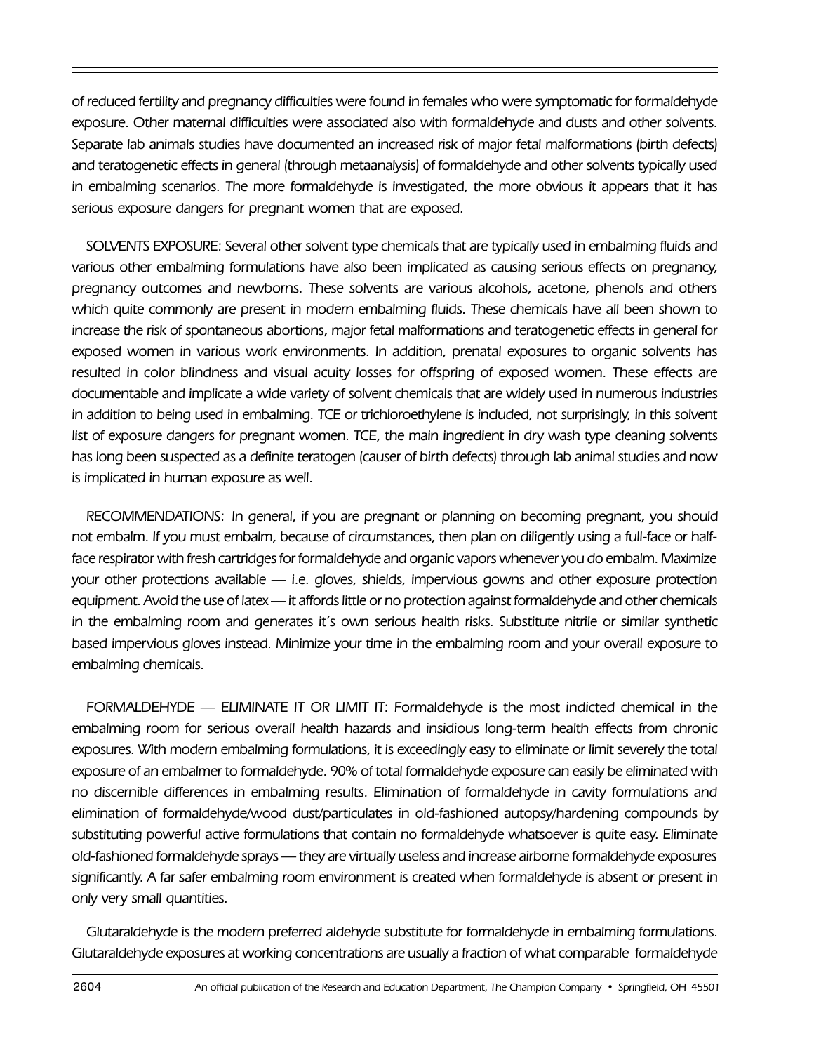*of reduced fertility and pregnancy difficulties were found in females who were symptomatic for formaldehyde exposure. Other maternal difficulties were associated also with formaldehyde and dusts and other solvents. Separate lab animals studies have documented an increased risk of major fetal malformations (birth defects) and teratogenetic effects in general (through metaanalysis) of formaldehyde and other solvents typically used in embalming scenarios. The more formaldehyde is investigated, the more obvious it appears that it has serious exposure dangers for pregnant women that are exposed.*

*SOLVENTS EXPOSURE: Several other solvent type chemicals that are typically used in embalming fluids and various other embalming formulations have also been implicated as causing serious effects on pregnancy, pregnancy outcomes and newborns. These solvents are various alcohols, acetone, phenols and others which quite commonly are present in modern embalming fluids. These chemicals have all been shown to increase the risk of spontaneous abortions, major fetal malformations and teratogenetic effects in general for exposed women in various work environments. In addition, prenatal exposures to organic solvents has resulted in color blindness and visual acuity losses for offspring of exposed women. These effects are documentable and implicate a wide variety of solvent chemicals that are widely used in numerous industries in addition to being used in embalming. TCE or trichloroethylene is included, not surprisingly, in this solvent list of exposure dangers for pregnant women. TCE, the main ingredient in dry wash type cleaning solvents has long been suspected as a definite teratogen (causer of birth defects) through lab animal studies and now is implicated in human exposure as well.*

*RECOMMENDATIONS: In general, if you are pregnant or planning on becoming pregnant, you should not embalm. If you must embalm, because of circumstances, then plan on diligently using a full-face or half-face respirator with fresh cartridges for formaldehyde and organic vapors whenever you do embalm. Maximize your other protections available — i.e. gloves, shields, impervious gowns and other exposure protection equipment. Avoid the use of latex — it affords little or no protection against formaldehyde and other chemicals in the embalming room and generates it's own serious health risks. Substitute nitrile or similar synthetic based impervious gloves instead. Minimize your time in the embalming room and your overall exposure to embalming chemicals.*

*FORMALDEHYDE — ELIMINATE IT OR LIMIT IT: Formaldehyde is the most indicted chemical in the embalming room for serious overall health hazards and insidious long-term health effects from chronic exposures. With modern embalming formulations, it is exceedingly easy to eliminate or limit severely the total exposure of an embalmer to formaldehyde. 90% of total formaldehyde exposure can easily be eliminated with no discernible differences in embalming results. Elimination of formaldehyde in cavity formulations and elimination of formaldehyde/wood dust/particulates in old-fashioned autopsy/hardening compounds by substituting powerful active formulations that contain no formaldehyde whatsoever is quite easy. Eliminate old-fashioned formaldehyde sprays — they are virtually useless and increase airborne formaldehyde exposures significantly. A far safer embalming room environment is created when formaldehyde is absent or present in only very small quantities.*

*Glutaraldehyde is the modern preferred aldehyde substitute for formaldehyde in embalming formulations. Glutaraldehyde exposures at working concentrations are usually a fraction of what comparable formaldehyde*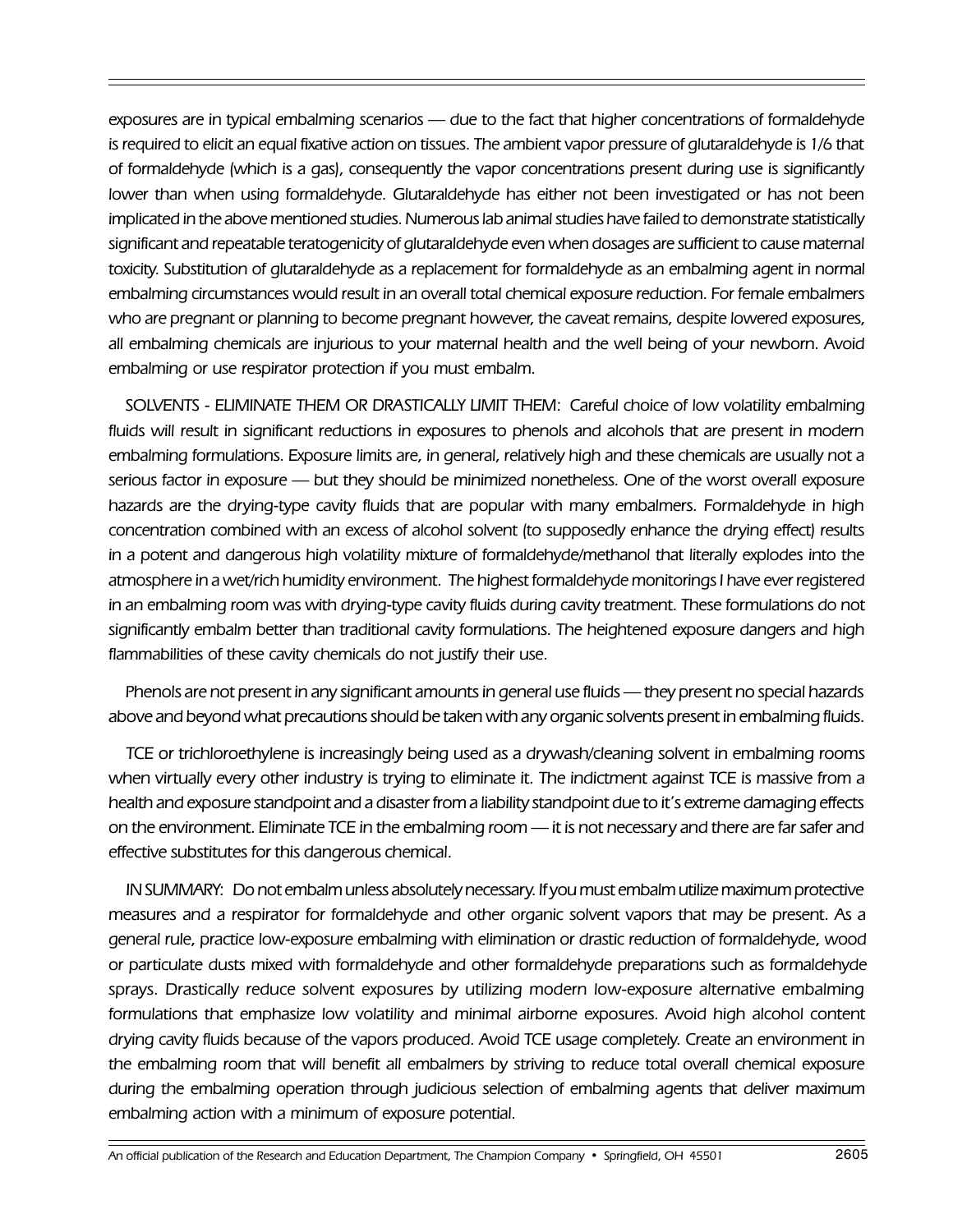exposures are in typical embalming scenarios — due to the fact that higher concentrations of formaldehyde is required to elicit an equal fixative action on tissues. The ambient vapor pressure of glutaraldehyde is 1/6 that of formaldehyde (which is a gas), consequently the vapor concentrations present during use is significantly lower than when using formaldehyde. Glutaraldehyde has either not been investigated or has not been implicated in the above mentioned studies. Numerous lab animal studies have failed to demonstrate statistically significant and repeatable teratogenicity of glutaraldehyde even when dosages are sufficient to cause maternal toxicity. Substitution of glutaraldehyde as a replacement for formaldehyde as an embalming agent in normal embalming circumstances would result in an overall total chemical exposure reduction. For female embalmers who are pregnant or planning to become pregnant however, the caveat remains, despite lowered exposures, all embalming chemicals are injurious to your maternal health and the well being of your newborn. Avoid embalming or use respirator protection if you must embalm.

SOLVENTS - ELIMINATE THEM OR DRASTICALLY LIMIT THEM: Careful choice of low volatility embalming fluids will result in significant reductions in exposures to phenols and alcohols that are present in modern embalming formulations. Exposure limits are, in general, relatively high and these chemicals are usually not a serious factor in exposure — but they should be minimized nonetheless. One of the worst overall exposure hazards are the drying-type cavity fluids that are popular with many embalmers. Formaldehyde in high concentration combined with an excess of alcohol solvent (to supposedly enhance the drying effect) results in a potent and dangerous high volatility mixture of formaldehyde/methanol that literally explodes into the atmosphere in a wet/rich humidity environment. The highest formaldehyde monitorings I have ever registered in an embalming room was with drying-type cavity fluids during cavity treatment. These formulations do not significantly embalm better than traditional cavity formulations. The heightened exposure dangers and high flammabilities of these cavity chemicals do not justify their use.

Phenols are not present in any significant amounts in general use fluids — they present no special hazards above and beyond what precautions should be taken with any organic solvents present in embalming fluids.

TCE or trichloroethylene is increasingly being used as a drywash/cleaning solvent in embalming rooms when virtually every other industry is trying to eliminate it. The indictment against TCE is massive from a health and exposure standpoint and a disaster from a liability standpoint due to it's extreme damaging effects on the environment. Eliminate TCE in the embalming room — it is not necessary and there are far safer and effective substitutes for this dangerous chemical.

IN SUMMARY: Do not embalm unless absolutely necessary. If you must embalm utilize maximum protective measures and a respirator for formaldehyde and other organic solvent vapors that may be present. As a general rule, practice low-exposure embalming with elimination or drastic reduction of formaldehyde, wood or particulate dusts mixed with formaldehyde and other formaldehyde preparations such as formaldehyde sprays. Drastically reduce solvent exposures by utilizing modern low-exposure alternative embalming formulations that emphasize low volatility and minimal airborne exposures. Avoid high alcohol content drying cavity fluids because of the vapors produced. Avoid TCE usage completely. Create an environment in the embalming room that will benefit all embalmers by striving to reduce total overall chemical exposure during the embalming operation through judicious selection of embalming agents that deliver maximum embalming action with a minimum of exposure potential.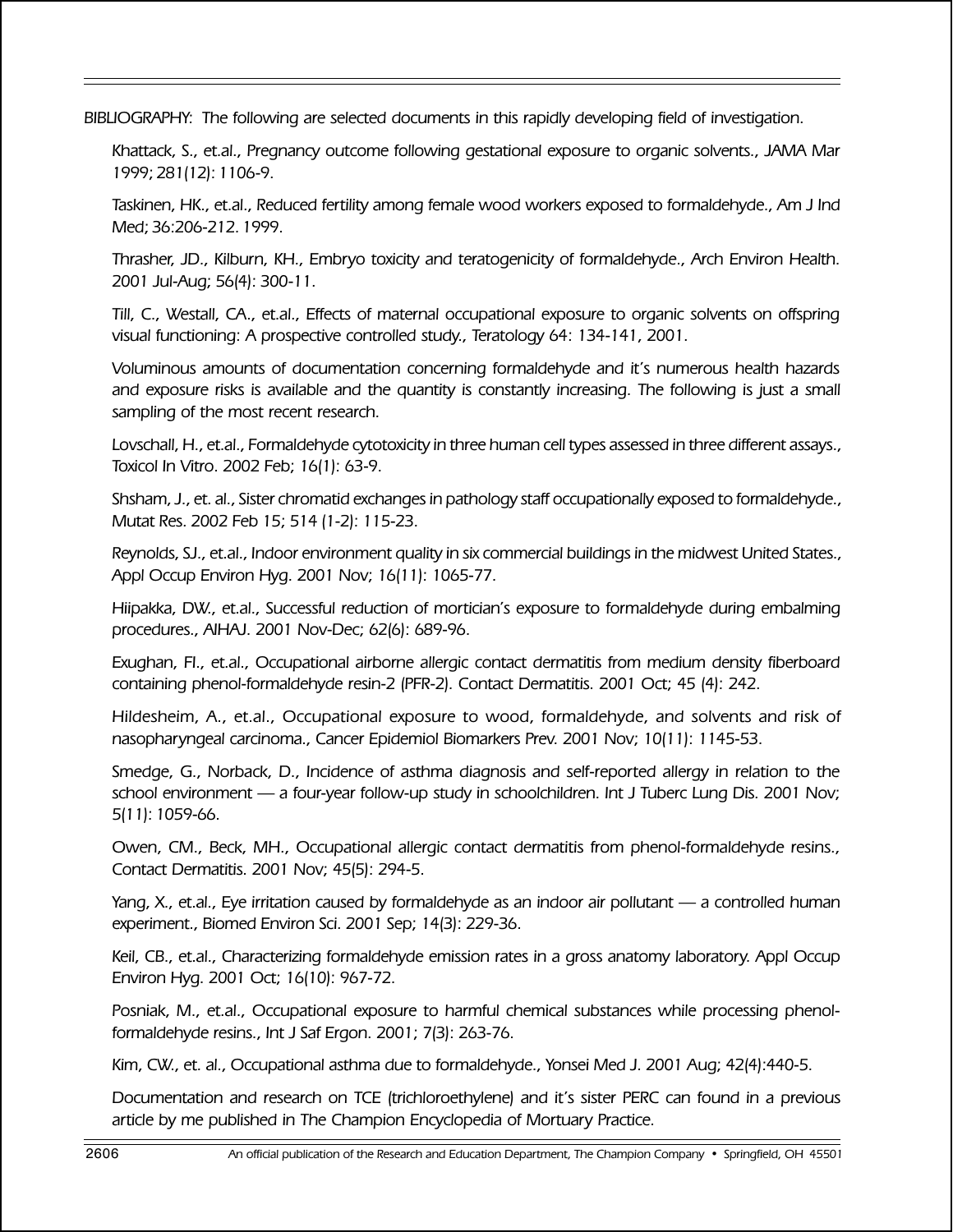*BIBLIOGRAPHY: The following are selected documents in this rapidly developing field of investigation.*

*Khattack, S., et.al., Pregnancy outcome following gestational exposure to organic solvents., JAMA Mar 1999; 281(12): 1106-9.*

*Taskinen, HK., et.al., Reduced fertility among female wood workers exposed to formaldehyde., Am J Ind Med; 36:206-212. 1999.*

*Thrasher, JD., Kilburn, KH., Embryo toxicity and teratogenicity of formaldehyde., Arch Environ Health. 2001 Jul-Aug; 56(4): 300-11.*

*Till, C., Westall, CA., et.al., Effects of maternal occupational exposure to organic solvents on offspring visual functioning: A prospective controlled study., Teratology 64: 134-141, 2001.*

*Voluminous amounts of documentation concerning formaldehyde and it's numerous health hazards and exposure risks is available and the quantity is constantly increasing. The following is just a small sampling of the most recent research.*

*Lovschall, H., et.al., Formaldehyde cytotoxicity in three human cell types assessed in three different assays., Toxicol In Vitro. 2002 Feb; 16(1): 63-9.*

*Shsham, J., et. al., Sister chromatid exchanges in pathology staff occupationally exposed to formaldehyde., Mutat Res. 2002 Feb 15; 514 (1-2): 115-23.*

*Reynolds, SJ., et.al., Indoor environment quality in six commercial buildings in the midwest United States., Appl Occup Environ Hyg. 2001 Nov; 16(11): 1065-77.*

*Hiipakka, DW., et.al., Successful reduction of mortician's exposure to formaldehyde during embalming procedures., AIHAJ. 2001 Nov-Dec; 62(6): 689-96.*

*Exughan, FI., et.al., Occupational airborne allergic contact dermatitis from medium density fiberboard containing phenol-formaldehyde resin-2 (PFR-2). Contact Dermatitis. 2001 Oct; 45 (4): 242.*

*Hildesheim, A., et.al., Occupational exposure to wood, formaldehyde, and solvents and risk of nasopharyngeal carcinoma., Cancer Epidemiol Biomarkers Prev. 2001 Nov; 10(11): 1145-53.*

*Smedge, G., Norback, D., Incidence of asthma diagnosis and self-reported allergy in relation to the school environment — a four-year follow-up study in schoolchildren. Int J Tuberc Lung Dis. 2001 Nov; 5(11): 1059-66.*

*Owen, CM., Beck, MH., Occupational allergic contact dermatitis from phenol-formaldehyde resins., Contact Dermatitis. 2001 Nov; 45(5): 294-5.*

*Yang, X., et.al., Eye irritation caused by formaldehyde as an indoor air pollutant — a controlled human experiment., Biomed Environ Sci. 2001 Sep; 14(3): 229-36.*

*Keil, CB., et.al., Characterizing formaldehyde emission rates in a gross anatomy laboratory. Appl Occup Environ Hyg. 2001 Oct; 16(10): 967-72.*

*Posniak, M., et.al., Occupational exposure to harmful chemical substances while processing phenol-formaldehyde resins., Int J Saf Ergon. 2001; 7(3): 263-76.*

*Kim, CW., et. al., Occupational asthma due to formaldehyde., Yonsei Med J. 2001 Aug; 42(4):440-5.*

*Documentation and research on TCE (trichloroethylene) and it's sister PERC can found in a previous article by me published in The Champion Encyclopedia of Mortuary Practice.*